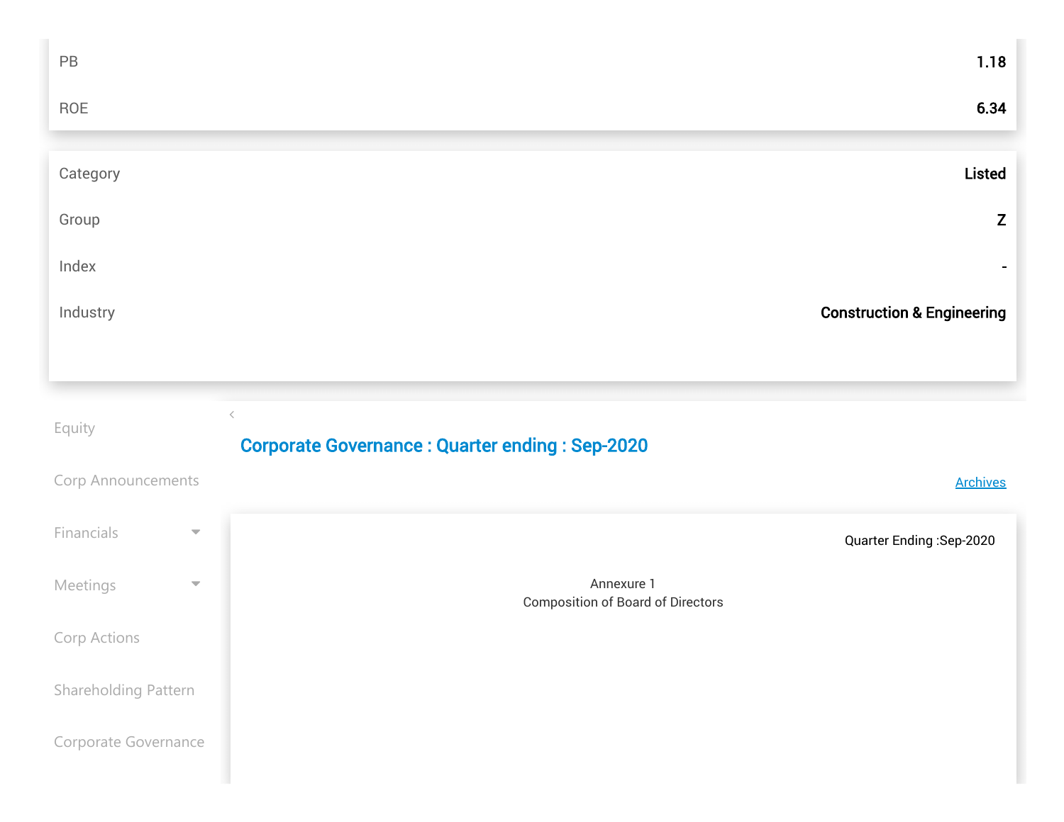| | |
|---|---|
| PB | 1.18 |
| ROE | 6.34 |

| | |
|---|---|
| Category | Listed |
| Group | Z |
| Index | - |
| Industry | Construction & Engineering |

- Equity
- Corp Announcements
- Financials
- Meetings
- Corp Actions
- Shareholding Pattern
- Corporate Governance

## Corporate Governance : Quarter ending : Sep-2020

Archives

Quarter Ending :Sep-2020

Annexure 1

Composition of Board of Directors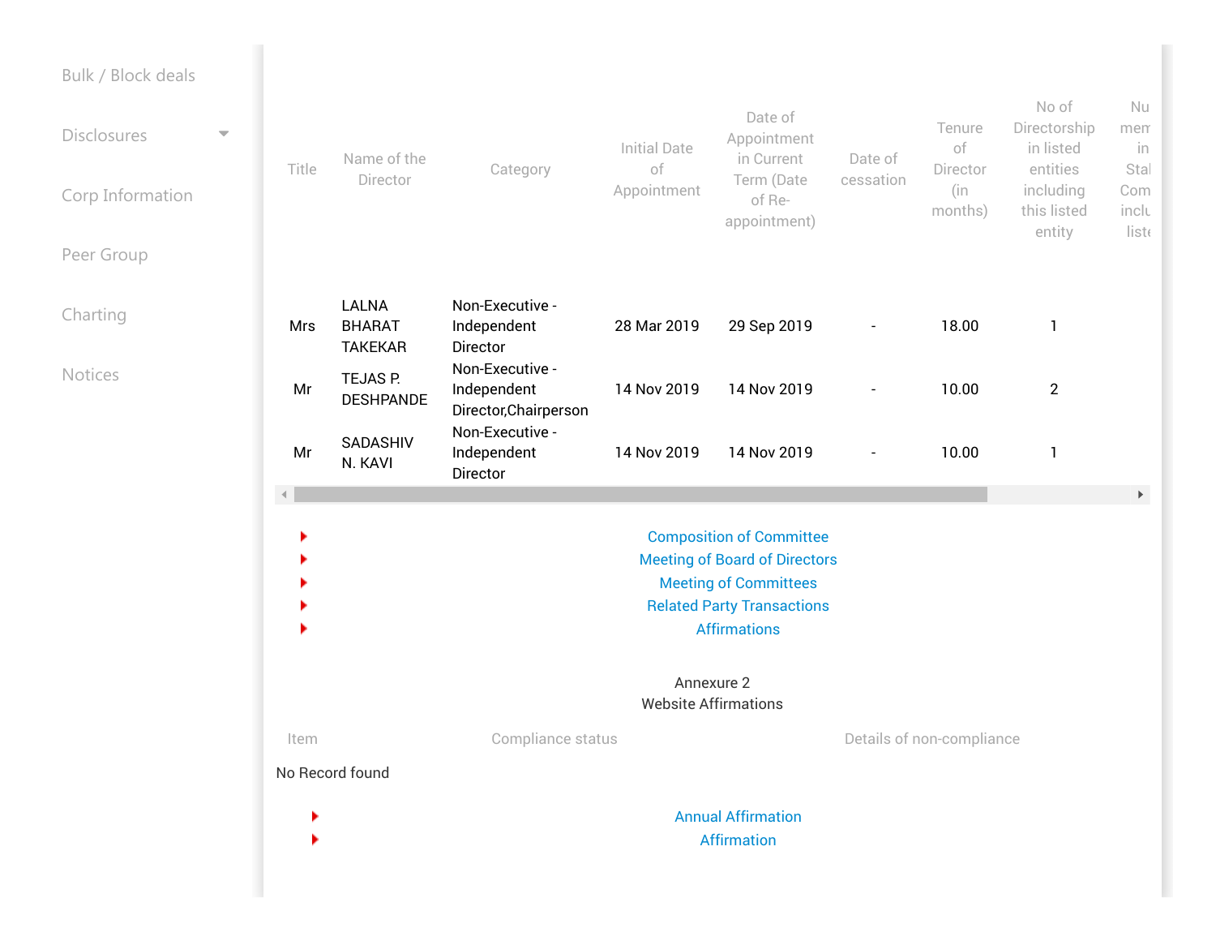- Bulk / Block deals
- Disclosures
- Corp Information
- Peer Group
- Charting
- Notices

| Title | Name of the Director | Category | Initial Date of Appointment | Date of Appointment in Current Term (Date of Re-appointment) | Date of cessation | Tenure of Director (in months) | No of Directorship in listed entities including this listed entity | Nu mem in Stal Com inclu liste |
|---|---|---|---|---|---|---|---|---|
| Mrs | LALNA BHARAT TAKEKAR | Non-Executive - Independent Director | 28 Mar 2019 | 29 Sep 2019 | - | 18.00 | 1 | |
| Mr | TEJAS P. DESHPANDE | Non-Executive - Independent Director,Chairperson | 14 Nov 2019 | 14 Nov 2019 | - | 10.00 | 2 | |
| Mr | SADASHIV N. KAVI | Non-Executive - Independent Director | 14 Nov 2019 | 14 Nov 2019 | - | 10.00 | 1 | |

- Composition of Committee
- Meeting of Board of Directors
- Meeting of Committees
- Related Party Transactions
- Affirmations

Annexure 2
Website Affirmations

| Item | Compliance status | Details of non-compliance |
|---|---|---|

No Record found

- Annual Affirmation
- Affirmation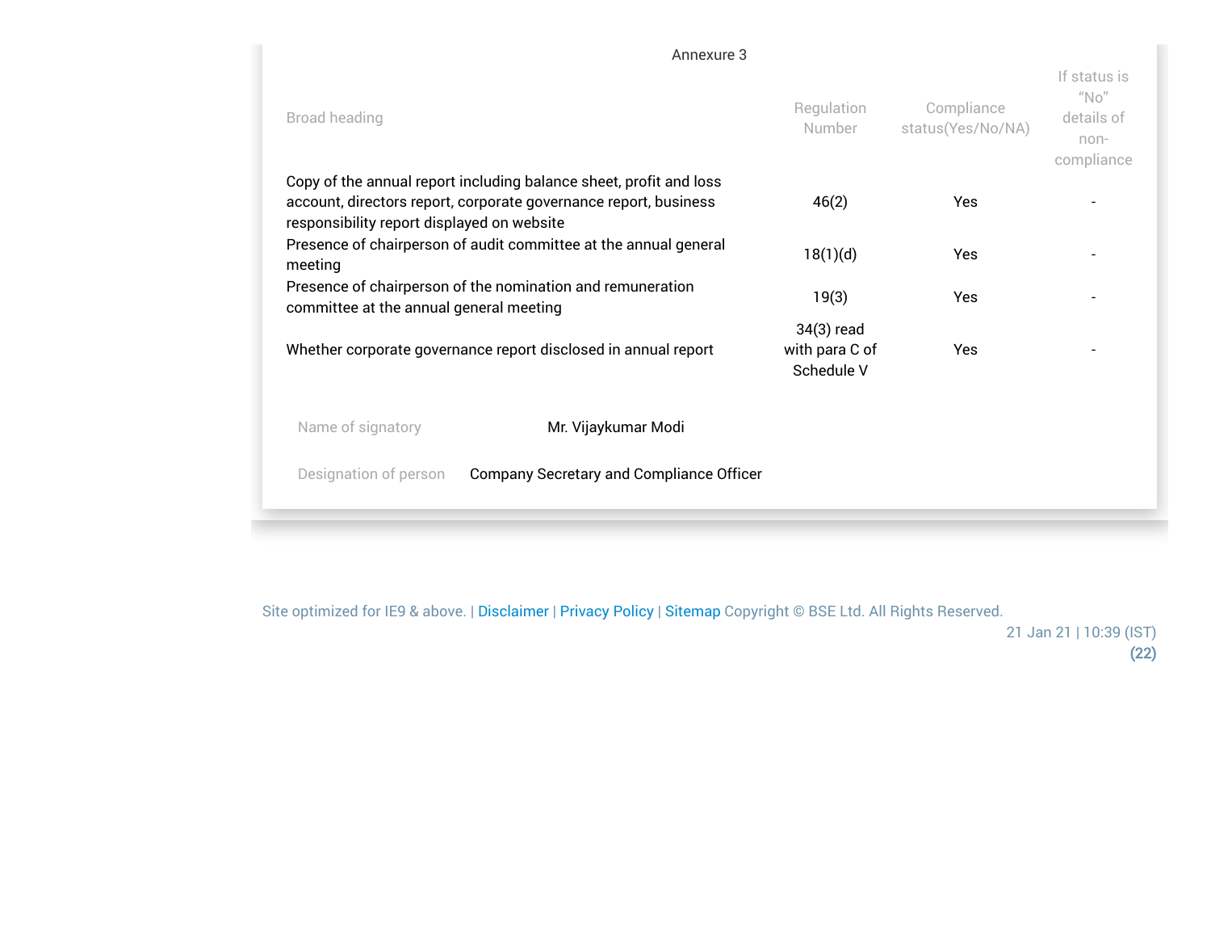Annexure 3

| Broad heading | Regulation Number | Compliance status(Yes/No/NA) | If status is "No" details of non-compliance |
|---|---|---|---|
| Copy of the annual report including balance sheet, profit and loss account, directors report, corporate governance report, business responsibility report displayed on website | 46(2) | Yes | - |
| Presence of chairperson of audit committee at the annual general meeting | 18(1)(d) | Yes | - |
| Presence of chairperson of the nomination and remuneration committee at the annual general meeting | 19(3) | Yes | - |
| Whether corporate governance report disclosed in annual report | 34(3) read with para C of Schedule V | Yes | - |

| | |
|---|---|
| Name of signatory | Mr. Vijaykumar Modi |
| Designation of person | Company Secretary and Compliance Officer |

Site optimized for IE9 & above. | Disclaimer | Privacy Policy | Sitemap Copyright © BSE Ltd. All Rights Reserved.

21 Jan 21 | 10:39 (IST)
(22)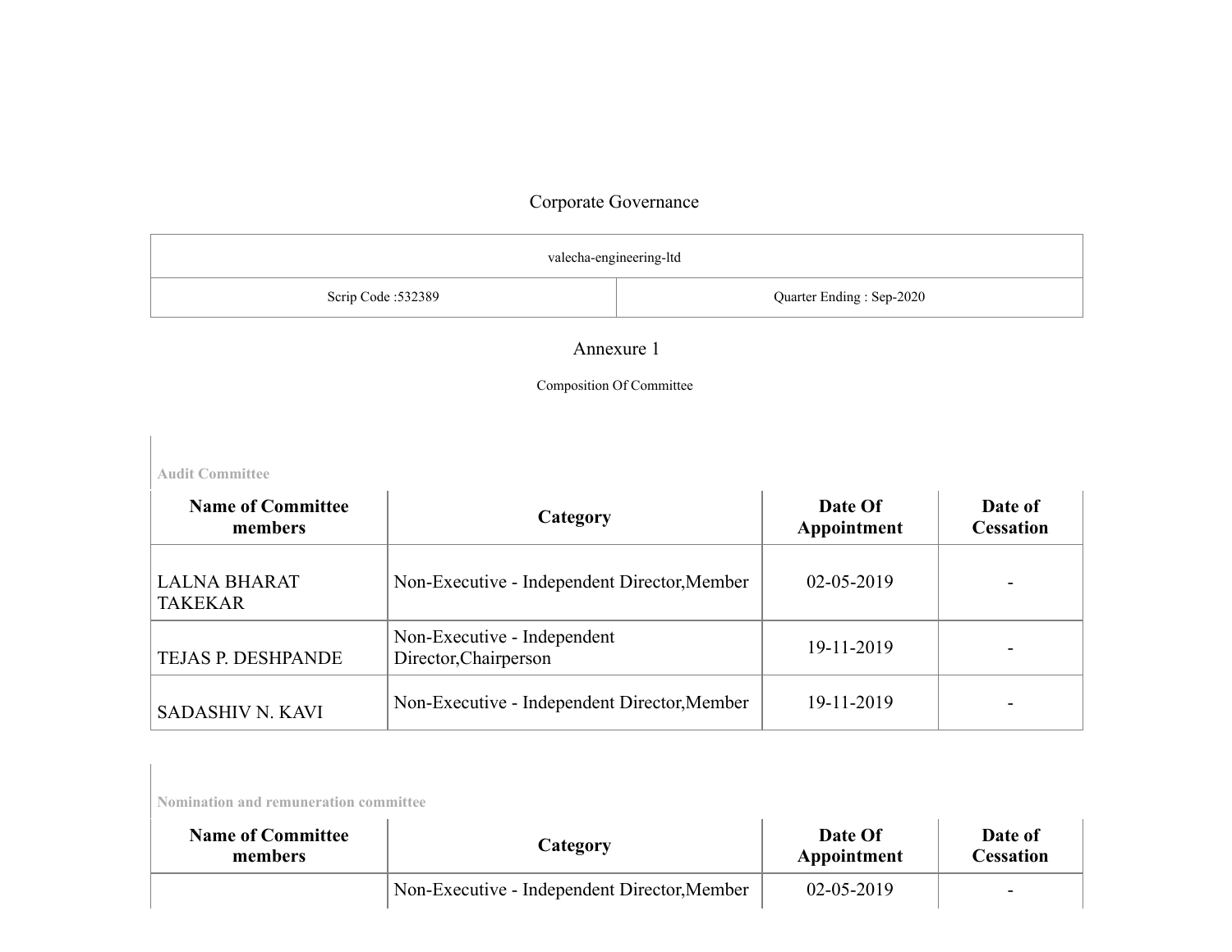# Corporate Governance

| valecha-engineering-ltd | |
|---|---|
| Scrip Code :532389 | Quarter Ending : Sep-2020 |

## Annexure 1

Composition Of Committee

**Audit Committee**

| Name of Committee members | Category | Date Of Appointment | Date of Cessation |
|---|---|---|---|
| LALNA BHARAT TAKEKAR | Non-Executive - Independent Director,Member | 02-05-2019 | - |
| TEJAS P. DESHPANDE | Non-Executive - Independent Director,Chairperson | 19-11-2019 | - |
| SADASHIV N. KAVI | Non-Executive - Independent Director,Member | 19-11-2019 | - |

**Nomination and remuneration committee**

| Name of Committee members | Category | Date Of Appointment | Date of Cessation |
|---|---|---|---|
| | Non-Executive - Independent Director,Member | 02-05-2019 | - |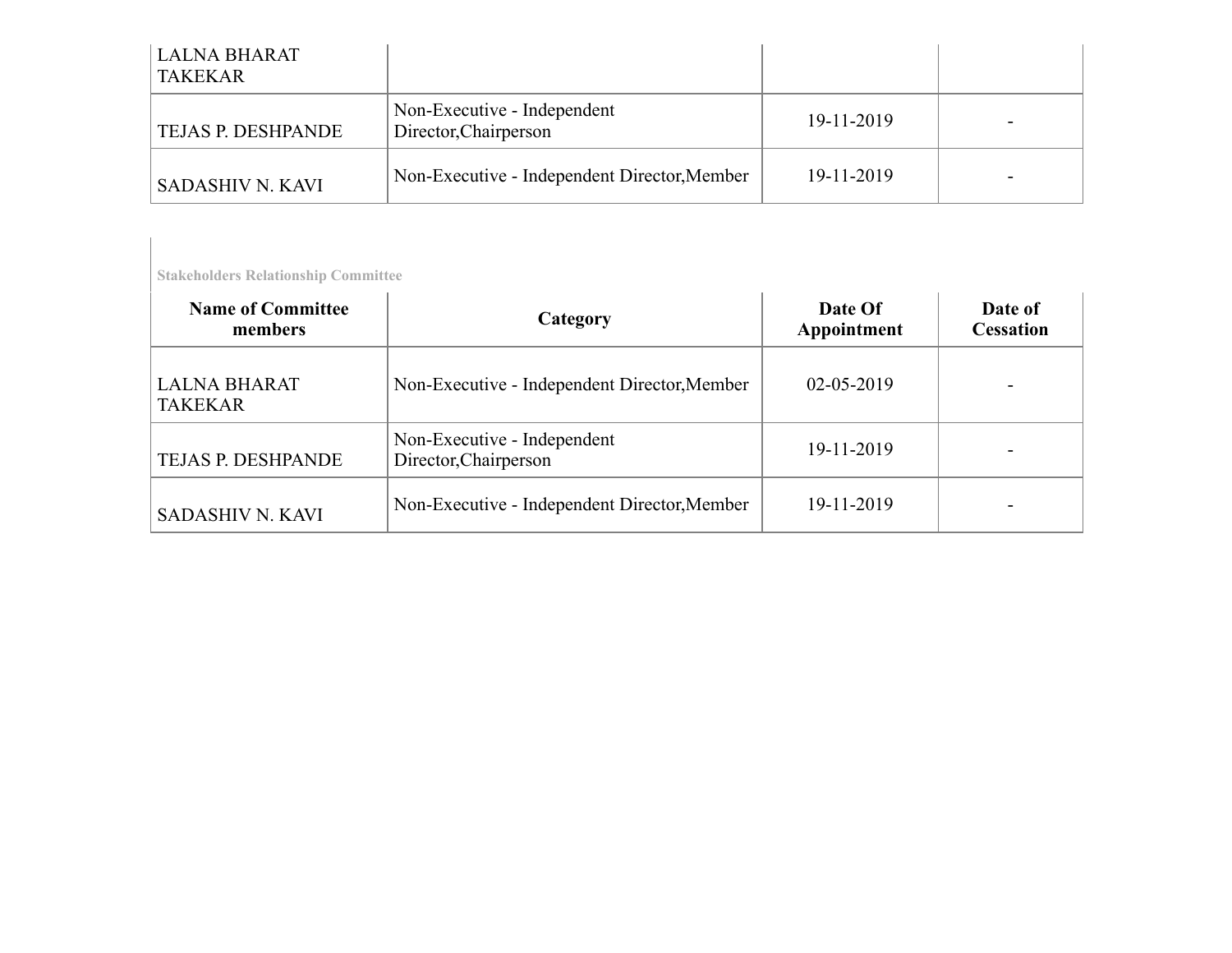| | | | |
|---|---|---|---|
| LALNA BHARAT TAKEKAR | | | |
| TEJAS P. DESHPANDE | Non-Executive - Independent Director,Chairperson | 19-11-2019 | - |
| SADASHIV N. KAVI | Non-Executive - Independent Director,Member | 19-11-2019 | - |

**Stakeholders Relationship Committee**

| Name of Committee members | Category | Date Of Appointment | Date of Cessation |
|---|---|---|---|
| LALNA BHARAT TAKEKAR | Non-Executive - Independent Director,Member | 02-05-2019 | - |
| TEJAS P. DESHPANDE | Non-Executive - Independent Director,Chairperson | 19-11-2019 | - |
| SADASHIV N. KAVI | Non-Executive - Independent Director,Member | 19-11-2019 | - |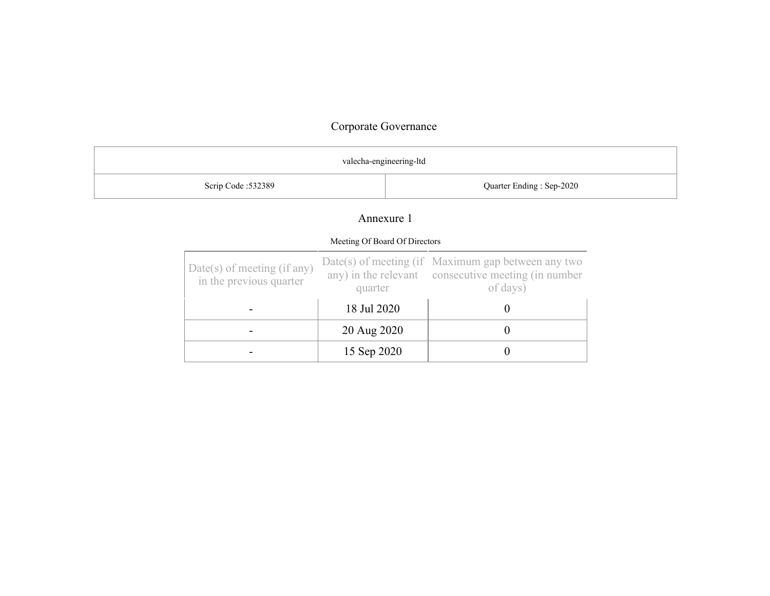# Corporate Governance

| valecha-engineering-ltd | |
|---|---|
| Scrip Code :532389 | Quarter Ending : Sep-2020 |

## Annexure 1

Meeting Of Board Of Directors

| Date(s) of meeting (if any) in the previous quarter | Date(s) of meeting (if any) in the relevant quarter | Maximum gap between any two consecutive meeting (in number of days) |
|---|---|---|
| - | 18 Jul 2020 | 0 |
| - | 20 Aug 2020 | 0 |
| - | 15 Sep 2020 | 0 |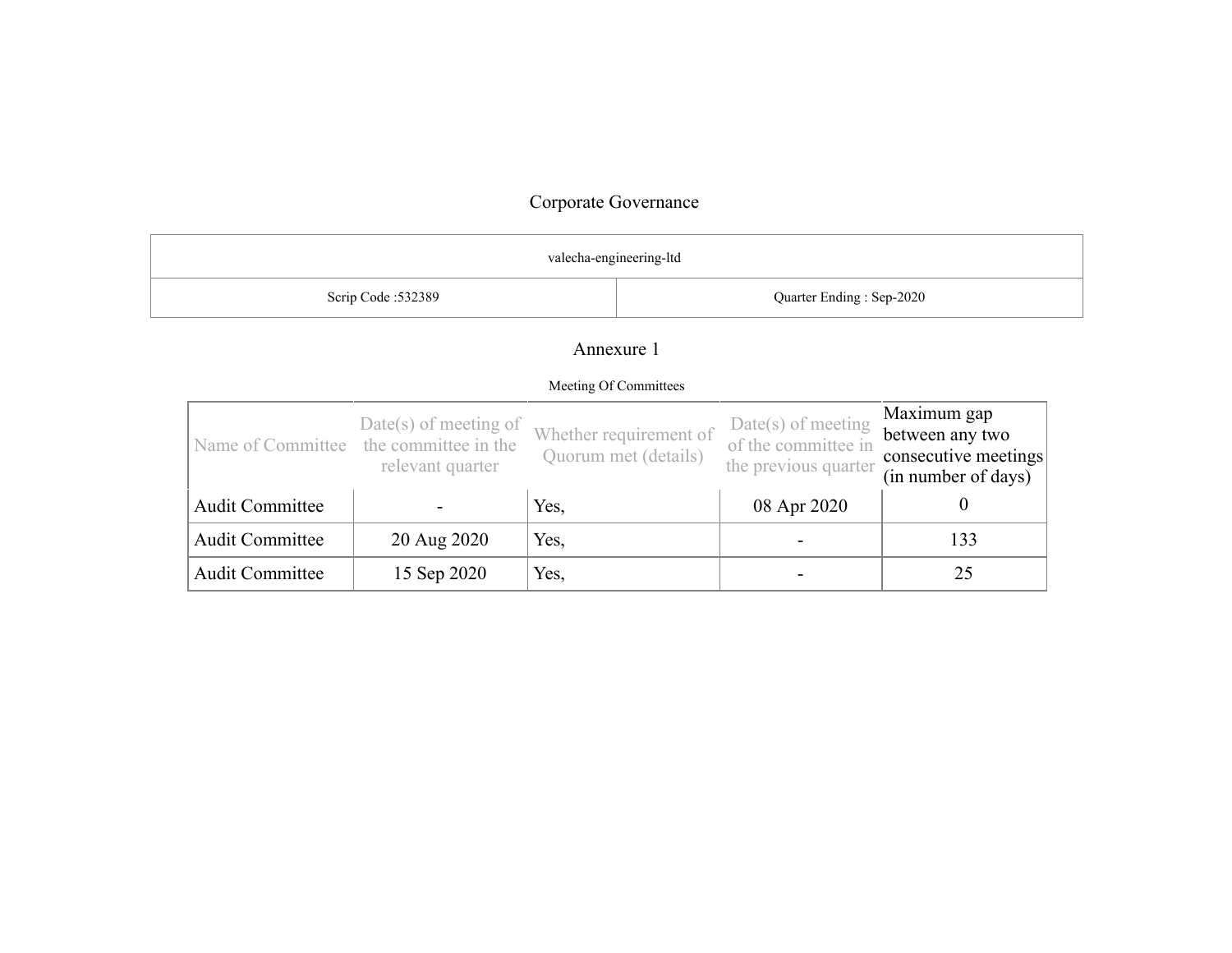# Corporate Governance

| valecha-engineering-ltd | |
|---|---|
| Scrip Code :532389 | Quarter Ending : Sep-2020 |

## Annexure 1

Meeting Of Committees

| Name of Committee | Date(s) of meeting of the committee in the relevant quarter | Whether requirement of Quorum met (details) | Date(s) of meeting of the committee in the previous quarter | Maximum gap between any two consecutive meetings (in number of days) |
|---|---|---|---|---|
| Audit Committee | - | Yes, | 08 Apr 2020 | 0 |
| Audit Committee | 20 Aug 2020 | Yes, | - | 133 |
| Audit Committee | 15 Sep 2020 | Yes, | - | 25 |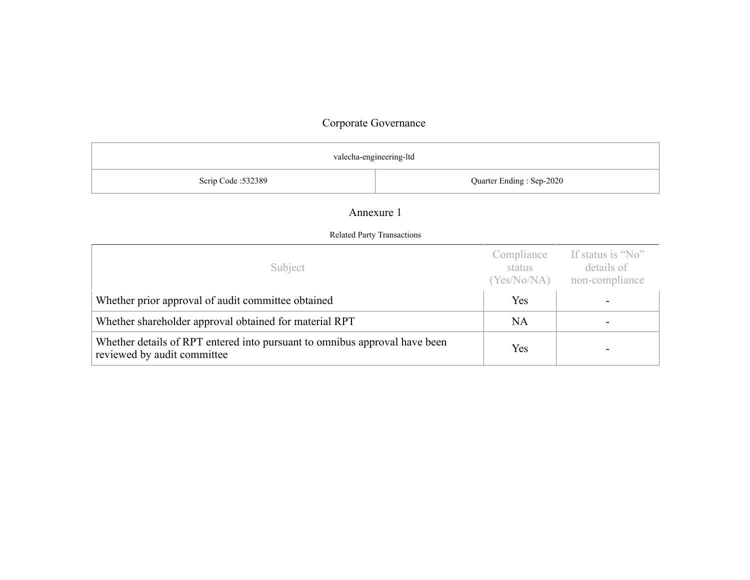# Corporate Governance

| valecha-engineering-ltd | |
|---|---|
| Scrip Code :532389 | Quarter Ending : Sep-2020 |

## Annexure 1

Related Party Transactions

| Subject | Compliance status (Yes/No/NA) | If status is “No” details of non-compliance |
|---|---|---|
| Whether prior approval of audit committee obtained | Yes | - |
| Whether shareholder approval obtained for material RPT | NA | - |
| Whether details of RPT entered into pursuant to omnibus approval have been reviewed by audit committee | Yes | - |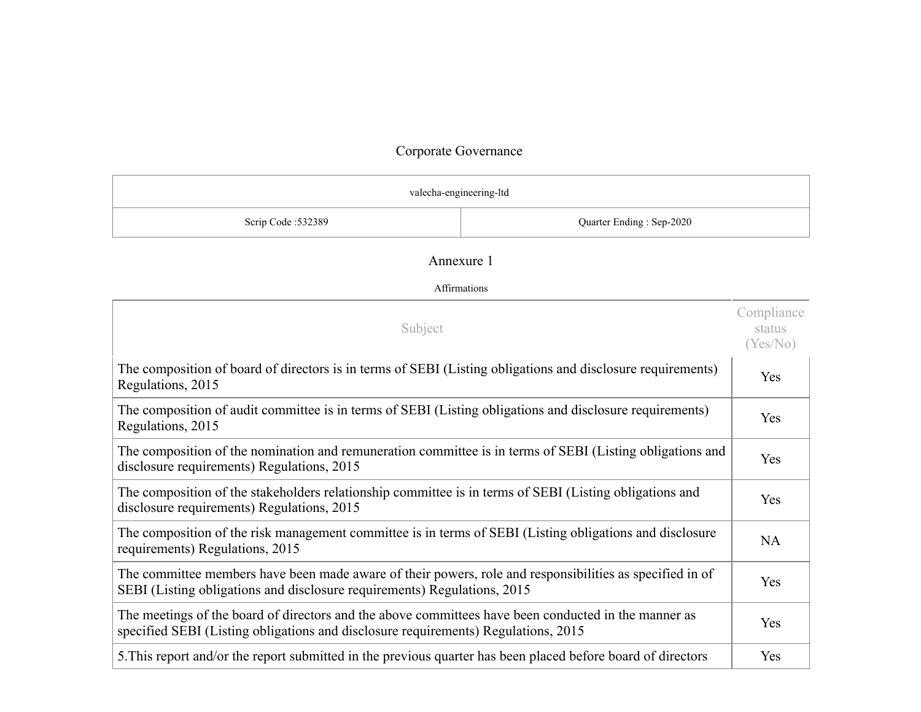# Corporate Governance

| valecha-engineering-ltd | |
|---|---|
| Scrip Code :532389 | Quarter Ending : Sep-2020 |

## Annexure 1

Affirmations

| Subject | Compliance status (Yes/No) |
|---|---|
| The composition of board of directors is in terms of SEBI (Listing obligations and disclosure requirements) Regulations, 2015 | Yes |
| The composition of audit committee is in terms of SEBI (Listing obligations and disclosure requirements) Regulations, 2015 | Yes |
| The composition of the nomination and remuneration committee is in terms of SEBI (Listing obligations and disclosure requirements) Regulations, 2015 | Yes |
| The composition of the stakeholders relationship committee is in terms of SEBI (Listing obligations and disclosure requirements) Regulations, 2015 | Yes |
| The composition of the risk management committee is in terms of SEBI (Listing obligations and disclosure requirements) Regulations, 2015 | NA |
| The committee members have been made aware of their powers, role and responsibilities as specified in of SEBI (Listing obligations and disclosure requirements) Regulations, 2015 | Yes |
| The meetings of the board of directors and the above committees have been conducted in the manner as specified SEBI (Listing obligations and disclosure requirements) Regulations, 2015 | Yes |
| 5.This report and/or the report submitted in the previous quarter has been placed before board of directors | Yes |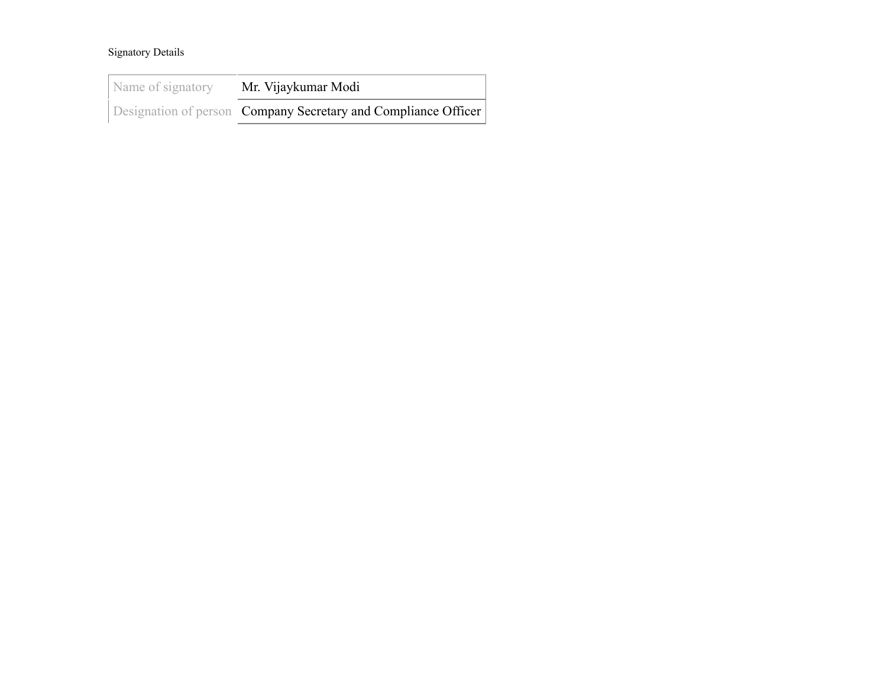Signatory Details

| | |
|---|---|
| Name of signatory | Mr. Vijaykumar Modi |
| Designation of person | Company Secretary and Compliance Officer |